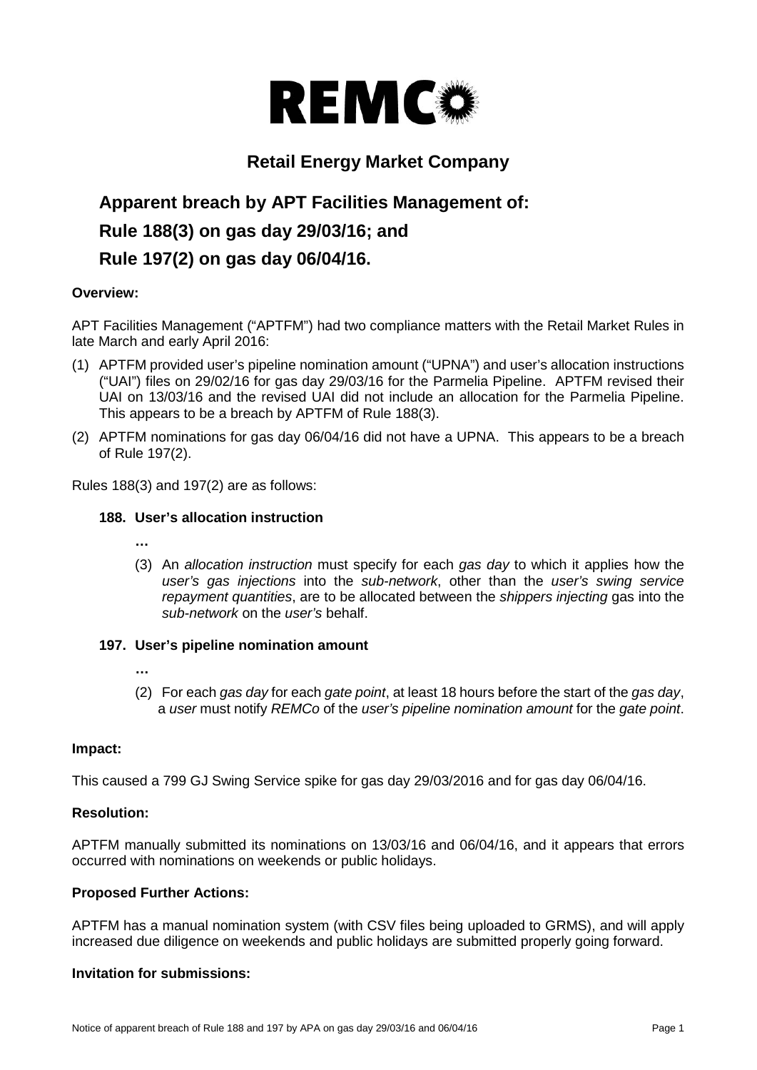# REMCO

## Retail Energy Market Company

## Apparent breach by APT Facilities Management of:
## Rule 188(3) on gas day 29/03/16; and
## Rule 197(2) on gas day 06/04/16.

**Overview:**

APT Facilities Management ("APTFM") had two compliance matters with the Retail Market Rules in late March and early April 2016:

(1) APTFM provided user's pipeline nomination amount ("UPNA") and user's allocation instructions ("UAI") files on 29/02/16 for gas day 29/03/16 for the Parmelia Pipeline. APTFM revised their UAI on 13/03/16 and the revised UAI did not include an allocation for the Parmelia Pipeline. This appears to be a breach by APTFM of Rule 188(3).

(2) APTFM nominations for gas day 06/04/16 did not have a UPNA. This appears to be a breach of Rule 197(2).

Rules 188(3) and 197(2) are as follows:

**188. User's allocation instruction**

> **…**
>
> (3) An *allocation instruction* must specify for each *gas day* to which it applies how the *user's gas injections* into the *sub-network*, other than the *user's swing service repayment quantities*, are to be allocated between the *shippers injecting* gas into the *sub-network* on the *user's* behalf.

**197. User's pipeline nomination amount**

> **…**
>
> (2) For each *gas day* for each *gate point*, at least 18 hours before the start of the *gas day*, a *user* must notify *REMCo* of the *user's pipeline nomination amount* for the *gate point*.

**Impact:**

This caused a 799 GJ Swing Service spike for gas day 29/03/2016 and for gas day 06/04/16.

**Resolution:**

APTFM manually submitted its nominations on 13/03/16 and 06/04/16, and it appears that errors occurred with nominations on weekends or public holidays.

**Proposed Further Actions:**

APTFM has a manual nomination system (with CSV files being uploaded to GRMS), and will apply increased due diligence on weekends and public holidays are submitted properly going forward.

**Invitation for submissions:**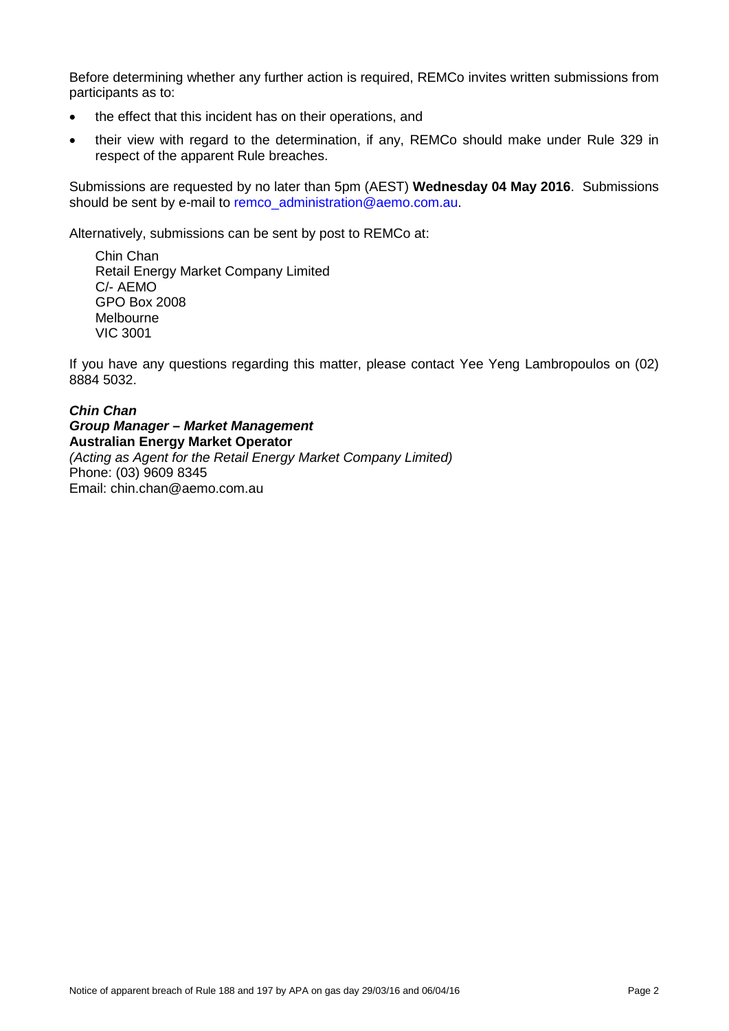Before determining whether any further action is required, REMCo invites written submissions from participants as to:

- the effect that this incident has on their operations, and
- their view with regard to the determination, if any, REMCo should make under Rule 329 in respect of the apparent Rule breaches.

Submissions are requested by no later than 5pm (AEST) **Wednesday 04 May 2016**. Submissions should be sent by e-mail to remco_administration@aemo.com.au.

Alternatively, submissions can be sent by post to REMCo at:

Chin Chan
Retail Energy Market Company Limited
C/- AEMO
GPO Box 2008
Melbourne
VIC 3001

If you have any questions regarding this matter, please contact Yee Yeng Lambropoulos on (02) 8884 5032.

***Chin Chan***
***Group Manager – Market Management***
**Australian Energy Market Operator**
*(Acting as Agent for the Retail Energy Market Company Limited)*
Phone: (03) 9609 8345
Email: chin.chan@aemo.com.au